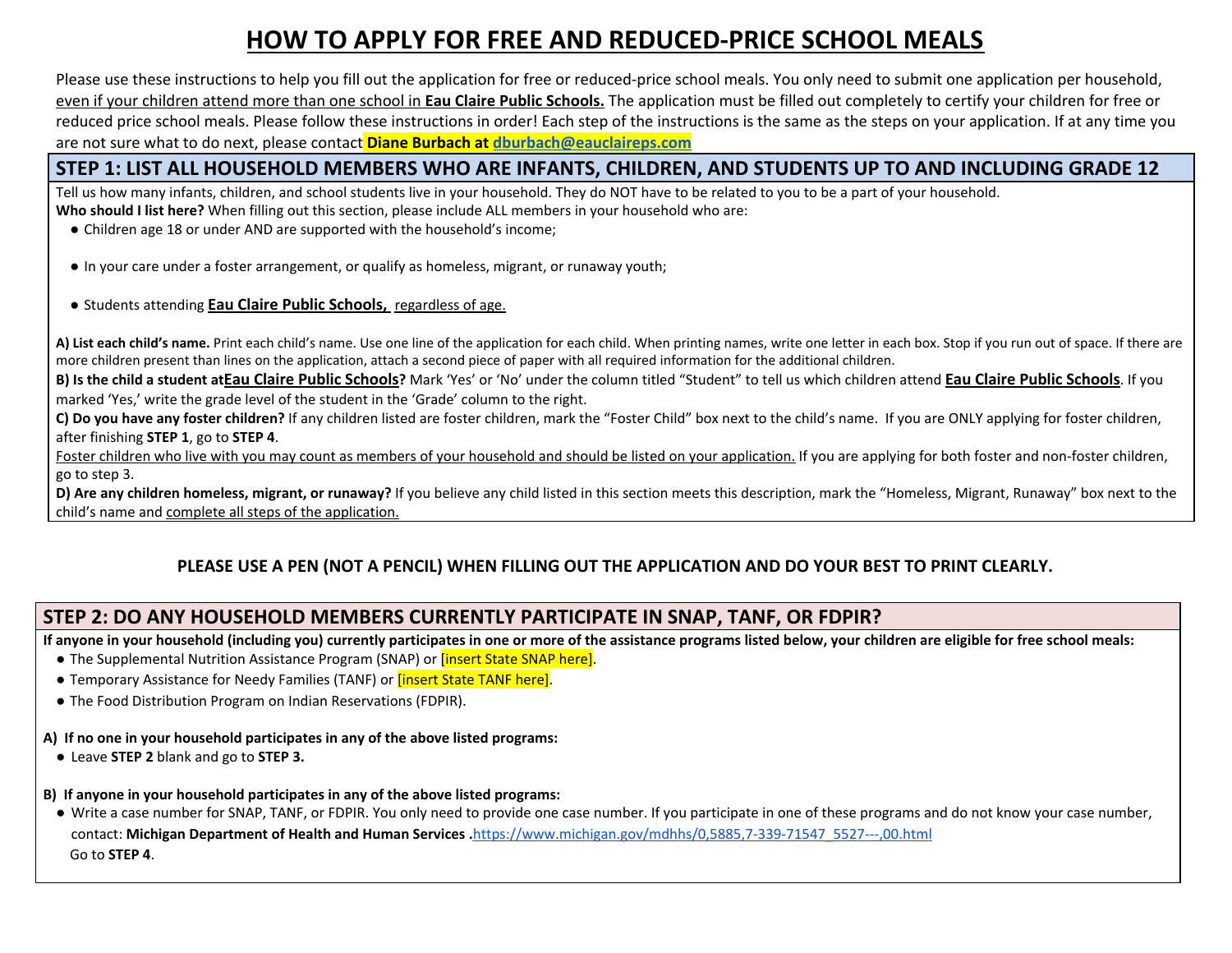# HOW TO APPLY FOR FREE AND REDUCED-PRICE SCHOOL MEALS

Please use these instructions to help you fill out the application for free or reduced-price school meals. You only need to submit one application per household, even if your children attend more than one school in **Eau Claire Public Schools.** The application must be filled out completely to certify your children for free or reduced price school meals. Please follow these instructions in order! Each step of the instructions is the same as the steps on your application. If at any time you are not sure what to do next, please contact **Diane Burbach at dburbach@eauclaireps.com**

## STEP 1: LIST ALL HOUSEHOLD MEMBERS WHO ARE INFANTS, CHILDREN, AND STUDENTS UP TO AND INCLUDING GRADE 12

Tell us how many infants, children, and school students live in your household. They do NOT have to be related to you to be a part of your household.

**Who should I list here?** When filling out this section, please include ALL members in your household who are:

- Children age 18 or under AND are supported with the household's income;
- In your care under a foster arrangement, or qualify as homeless, migrant, or runaway youth;
- Students attending **Eau Claire Public Schools,** regardless of age.

**A) List each child's name.** Print each child's name. Use one line of the application for each child. When printing names, write one letter in each box. Stop if you run out of space. If there are more children present than lines on the application, attach a second piece of paper with all required information for the additional children.

**B) Is the child a student at Eau Claire Public Schools?** Mark 'Yes' or 'No' under the column titled "Student" to tell us which children attend **Eau Claire Public Schools**. If you marked 'Yes,' write the grade level of the student in the 'Grade' column to the right.

**C) Do you have any foster children?** If any children listed are foster children, mark the "Foster Child" box next to the child's name. If you are ONLY applying for foster children, after finishing **STEP 1**, go to **STEP 4**.

Foster children who live with you may count as members of your household and should be listed on your application. If you are applying for both foster and non-foster children, go to step 3.

**D) Are any children homeless, migrant, or runaway?** If you believe any child listed in this section meets this description, mark the "Homeless, Migrant, Runaway" box next to the child's name and complete all steps of the application.

**PLEASE USE A PEN (NOT A PENCIL) WHEN FILLING OUT THE APPLICATION AND DO YOUR BEST TO PRINT CLEARLY.**

## STEP 2: DO ANY HOUSEHOLD MEMBERS CURRENTLY PARTICIPATE IN SNAP, TANF, OR FDPIR?

**If anyone in your household (including you) currently participates in one or more of the assistance programs listed below, your children are eligible for free school meals:**

- The Supplemental Nutrition Assistance Program (SNAP) or [insert State SNAP here].
- Temporary Assistance for Needy Families (TANF) or [insert State TANF here].
- The Food Distribution Program on Indian Reservations (FDPIR).

**A) If no one in your household participates in any of the above listed programs:**

- Leave **STEP 2** blank and go to **STEP 3.**

**B) If anyone in your household participates in any of the above listed programs:**

- Write a case number for SNAP, TANF, or FDPIR. You only need to provide one case number. If you participate in one of these programs and do not know your case number, contact: **Michigan Department of Health and Human Services .**https://www.michigan.gov/mdhhs/0,5885,7-339-71547_5527---,00.html
  Go to **STEP 4**.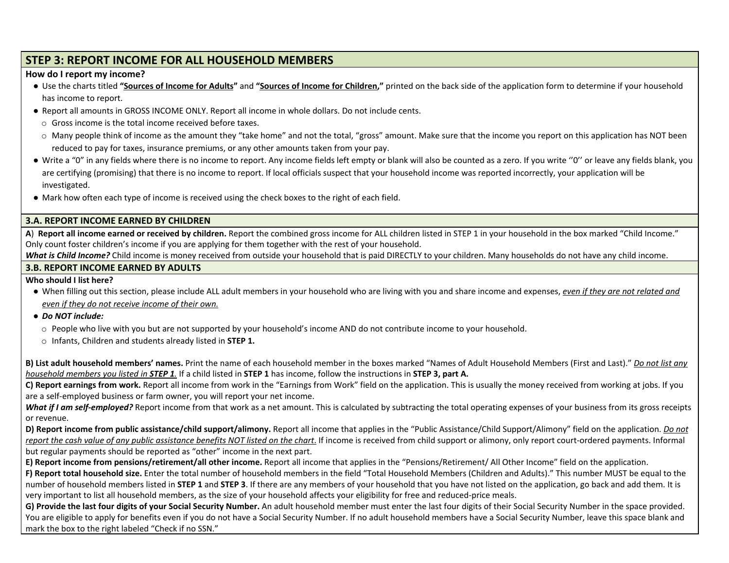## STEP 3: REPORT INCOME FOR ALL HOUSEHOLD MEMBERS

**How do I report my income?**

- Use the charts titled **"<u>Sources of Income for Adults</u>"** and **"<u>Sources of Income for Children</u>,"** printed on the back side of the application form to determine if your household has income to report.
- Report all amounts in GROSS INCOME ONLY. Report all income in whole dollars. Do not include cents.
  - Gross income is the total income received before taxes.
  - Many people think of income as the amount they "take home" and not the total, "gross" amount. Make sure that the income you report on this application has NOT been reduced to pay for taxes, insurance premiums, or any other amounts taken from your pay.
- Write a "0" in any fields where there is no income to report. Any income fields left empty or blank will also be counted as a zero. If you write ''0'' or leave any fields blank, you are certifying (promising) that there is no income to report. If local officials suspect that your household income was reported incorrectly, your application will be investigated.
- Mark how often each type of income is received using the check boxes to the right of each field.

### 3.A. REPORT INCOME EARNED BY CHILDREN

**A) Report all income earned or received by children.** Report the combined gross income for ALL children listed in STEP 1 in your household in the box marked "Child Income." Only count foster children's income if you are applying for them together with the rest of your household.

***What is Child Income?*** Child income is money received from outside your household that is paid DIRECTLY to your children. Many households do not have any child income.

### 3.B. REPORT INCOME EARNED BY ADULTS

**Who should I list here?**

- When filling out this section, please include ALL adult members in your household who are living with you and share income and expenses, *<u>even if they are not related and even if they do not receive income of their own.</u>*
- ***Do NOT include:***
  - People who live with you but are not supported by your household's income AND do not contribute income to your household.
  - Infants, Children and students already listed in **STEP 1.**

**B) List adult household members' names.** Print the name of each household member in the boxes marked "Names of Adult Household Members (First and Last)." *<u>Do not list any household members you listed in **STEP 1**.</u>* If a child listed in **STEP 1** has income, follow the instructions in **STEP 3, part A.**

**C) Report earnings from work.** Report all income from work in the "Earnings from Work" field on the application. This is usually the money received from working at jobs. If you are a self-employed business or farm owner, you will report your net income.

***What if I am self-employed?*** Report income from that work as a net amount. This is calculated by subtracting the total operating expenses of your business from its gross receipts or revenue.

**D) Report income from public assistance/child support/alimony.** Report all income that applies in the "Public Assistance/Child Support/Alimony" field on the application. *<u>Do not report the cash value of any public assistance benefits NOT listed on the chart.</u>* If income is received from child support or alimony, only report court-ordered payments. Informal but regular payments should be reported as "other" income in the next part.

**E) Report income from pensions/retirement/all other income.** Report all income that applies in the "Pensions/Retirement/ All Other Income" field on the application.

**F) Report total household size.** Enter the total number of household members in the field "Total Household Members (Children and Adults)." This number MUST be equal to the number of household members listed in **STEP 1** and **STEP 3**. If there are any members of your household that you have not listed on the application, go back and add them. It is very important to list all household members, as the size of your household affects your eligibility for free and reduced-price meals.

**G) Provide the last four digits of your Social Security Number.** An adult household member must enter the last four digits of their Social Security Number in the space provided. You are eligible to apply for benefits even if you do not have a Social Security Number. If no adult household members have a Social Security Number, leave this space blank and mark the box to the right labeled "Check if no SSN."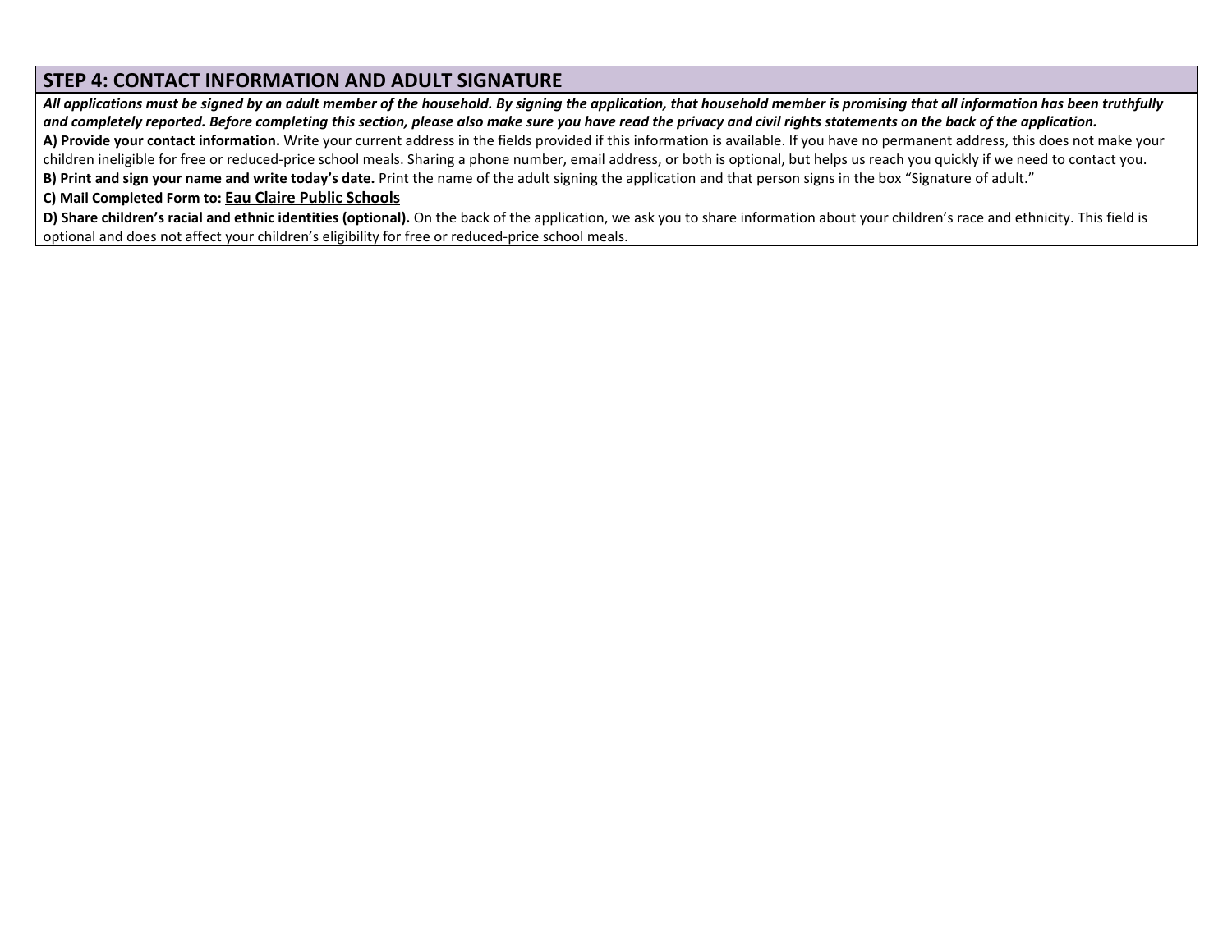## STEP 4: CONTACT INFORMATION AND ADULT SIGNATURE

***All applications must be signed by an adult member of the household. By signing the application, that household member is promising that all information has been truthfully and completely reported. Before completing this section, please also make sure you have read the privacy and civil rights statements on the back of the application.***

**A) Provide your contact information.** Write your current address in the fields provided if this information is available. If you have no permanent address, this does not make your children ineligible for free or reduced-price school meals. Sharing a phone number, email address, or both is optional, but helps us reach you quickly if we need to contact you.

**B) Print and sign your name and write today's date.** Print the name of the adult signing the application and that person signs in the box "Signature of adult."

**C) Mail Completed Form to: <u>Eau Claire Public Schools</u>**

**D) Share children's racial and ethnic identities (optional).** On the back of the application, we ask you to share information about your children's race and ethnicity. This field is optional and does not affect your children's eligibility for free or reduced-price school meals.